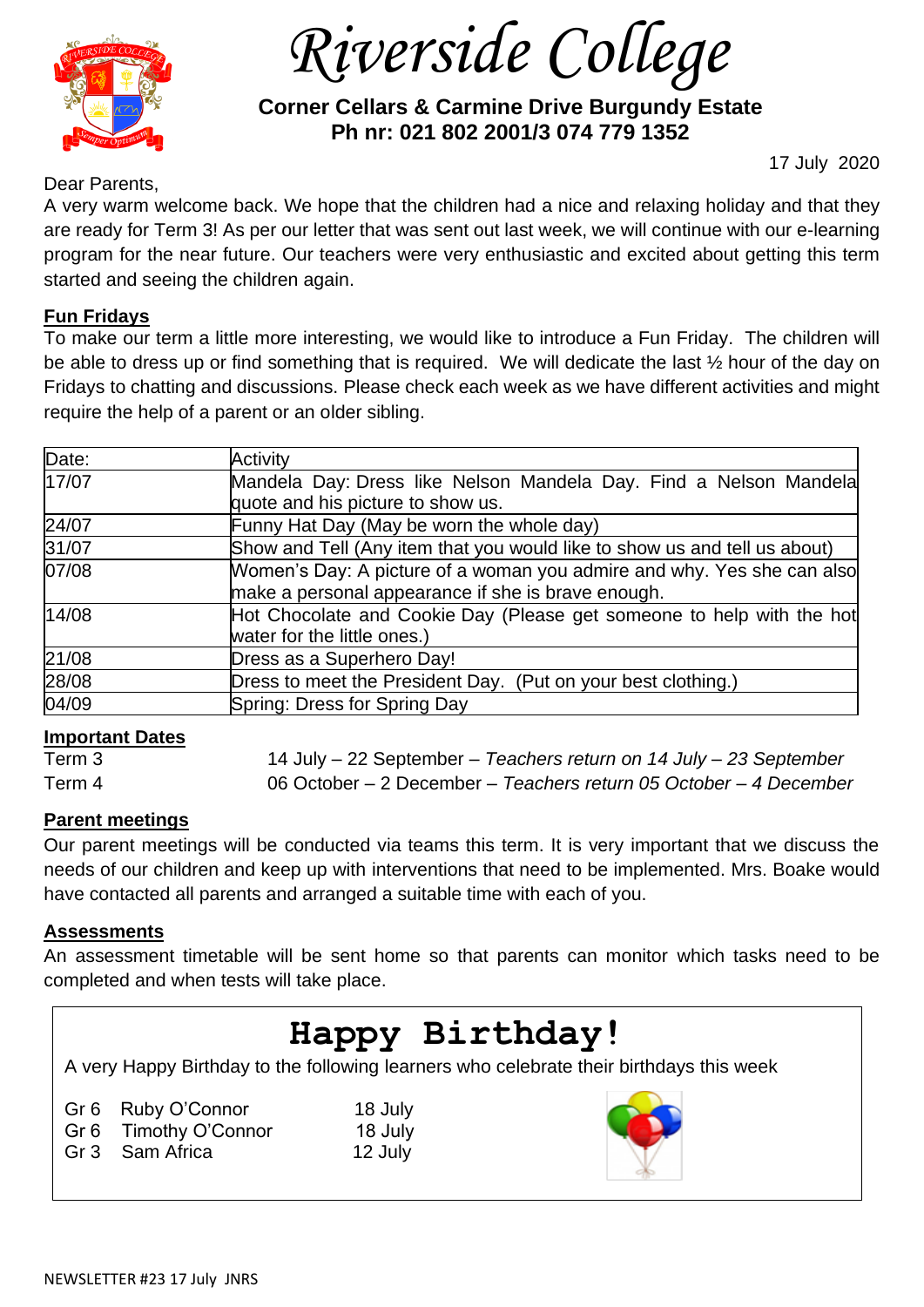# Riverside College

**Corner Cellars & Carmine Drive Burgundy Estate**
**Ph nr: 021 802 2001/3 074 779 1352**

17 July 2020

Dear Parents,

A very warm welcome back. We hope that the children had a nice and relaxing holiday and that they are ready for Term 3! As per our letter that was sent out last week, we will continue with our e-learning program for the near future. Our teachers were very enthusiastic and excited about getting this term started and seeing the children again.

## Fun Fridays

To make our term a little more interesting, we would like to introduce a Fun Friday. The children will be able to dress up or find something that is required. We will dedicate the last ½ hour of the day on Fridays to chatting and discussions. Please check each week as we have different activities and might require the help of a parent or an older sibling.

| Date: | Activity |
|---|---|
| 17/07 | Mandela Day: Dress like Nelson Mandela Day. Find a Nelson Mandela quote and his picture to show us. |
| 24/07 | Funny Hat Day (May be worn the whole day) |
| 31/07 | Show and Tell (Any item that you would like to show us and tell us about) |
| 07/08 | Women's Day: A picture of a woman you admire and why. Yes she can also make a personal appearance if she is brave enough. |
| 14/08 | Hot Chocolate and Cookie Day (Please get someone to help with the hot water for the little ones.) |
| 21/08 | Dress as a Superhero Day! |
| 28/08 | Dress to meet the President Day. (Put on your best clothing.) |
| 04/09 | Spring: Dress for Spring Day |

## Important Dates

Term 3 14 July – 22 September – *Teachers return on 14 July – 23 September*
Term 4 06 October – 2 December – *Teachers return 05 October – 4 December*

## Parent meetings

Our parent meetings will be conducted via teams this term. It is very important that we discuss the needs of our children and keep up with interventions that need to be implemented. Mrs. Boake would have contacted all parents and arranged a suitable time with each of you.

## Assessments

An assessment timetable will be sent home so that parents can monitor which tasks need to be completed and when tests will take place.

## Happy Birthday!

A very Happy Birthday to the following learners who celebrate their birthdays this week

Gr 6 Ruby O'Connor 18 July
Gr 6 Timothy O'Connor 18 July
Gr 3 Sam Africa 12 July

NEWSLETTER #23 17 July JNRS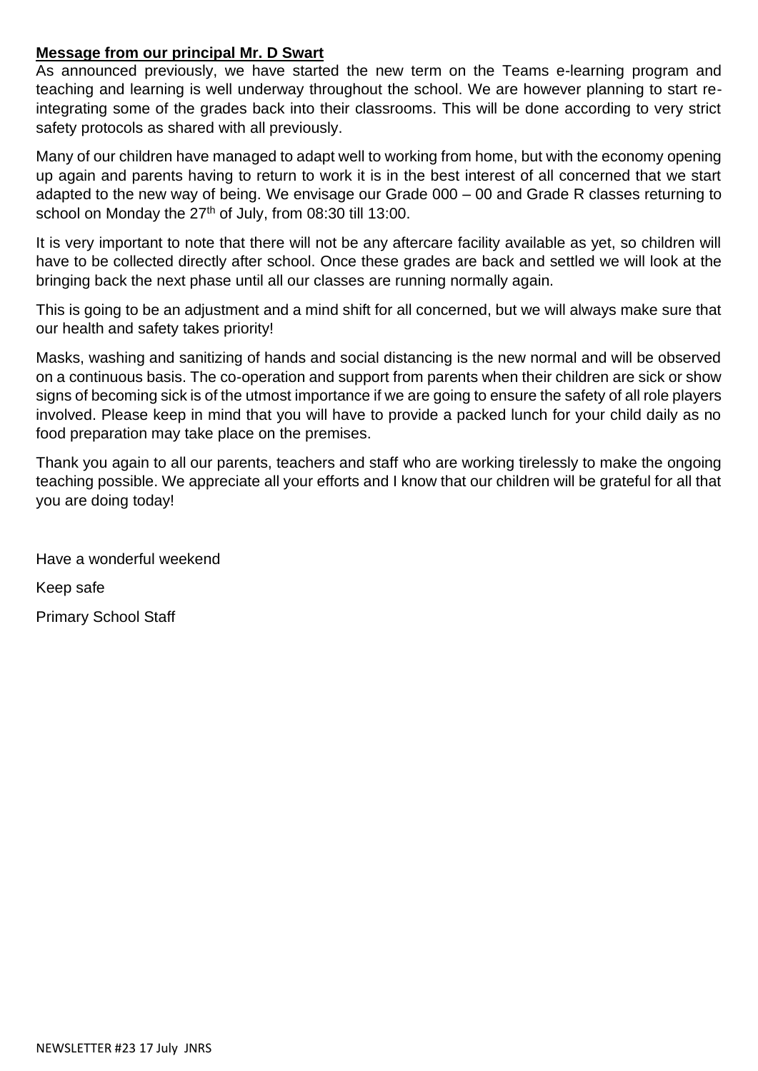**Message from our principal Mr. D Swart**

As announced previously, we have started the new term on the Teams e-learning program and teaching and learning is well underway throughout the school. We are however planning to start re-integrating some of the grades back into their classrooms. This will be done according to very strict safety protocols as shared with all previously.

Many of our children have managed to adapt well to working from home, but with the economy opening up again and parents having to return to work it is in the best interest of all concerned that we start adapted to the new way of being. We envisage our Grade 000 – 00 and Grade R classes returning to school on Monday the 27th of July, from 08:30 till 13:00.

It is very important to note that there will not be any aftercare facility available as yet, so children will have to be collected directly after school. Once these grades are back and settled we will look at the bringing back the next phase until all our classes are running normally again.

This is going to be an adjustment and a mind shift for all concerned, but we will always make sure that our health and safety takes priority!

Masks, washing and sanitizing of hands and social distancing is the new normal and will be observed on a continuous basis. The co-operation and support from parents when their children are sick or show signs of becoming sick is of the utmost importance if we are going to ensure the safety of all role players involved. Please keep in mind that you will have to provide a packed lunch for your child daily as no food preparation may take place on the premises.

Thank you again to all our parents, teachers and staff who are working tirelessly to make the ongoing teaching possible. We appreciate all your efforts and I know that our children will be grateful for all that you are doing today!

Have a wonderful weekend

Keep safe

Primary School Staff